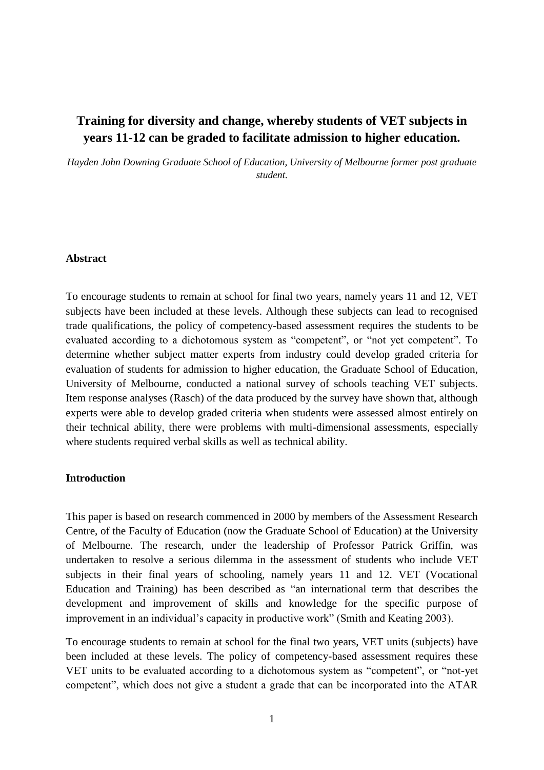# Training for diversity and change, whereby students of VET subjects in years 11-12 can be graded to facilitate admission to higher education.

*Hayden John Downing Graduate School of Education, University of Melbourne former post graduate student.*

## Abstract

To encourage students to remain at school for final two years, namely years 11 and 12, VET subjects have been included at these levels. Although these subjects can lead to recognised trade qualifications, the policy of competency-based assessment requires the students to be evaluated according to a dichotomous system as "competent", or "not yet competent". To determine whether subject matter experts from industry could develop graded criteria for evaluation of students for admission to higher education, the Graduate School of Education, University of Melbourne, conducted a national survey of schools teaching VET subjects. Item response analyses (Rasch) of the data produced by the survey have shown that, although experts were able to develop graded criteria when students were assessed almost entirely on their technical ability, there were problems with multi-dimensional assessments, especially where students required verbal skills as well as technical ability.

## Introduction

This paper is based on research commenced in 2000 by members of the Assessment Research Centre, of the Faculty of Education (now the Graduate School of Education) at the University of Melbourne. The research, under the leadership of Professor Patrick Griffin, was undertaken to resolve a serious dilemma in the assessment of students who include VET subjects in their final years of schooling, namely years 11 and 12. VET (Vocational Education and Training) has been described as "an international term that describes the development and improvement of skills and knowledge for the specific purpose of improvement in an individual's capacity in productive work" (Smith and Keating 2003).

To encourage students to remain at school for the final two years, VET units (subjects) have been included at these levels. The policy of competency-based assessment requires these VET units to be evaluated according to a dichotomous system as "competent", or "not-yet competent", which does not give a student a grade that can be incorporated into the ATAR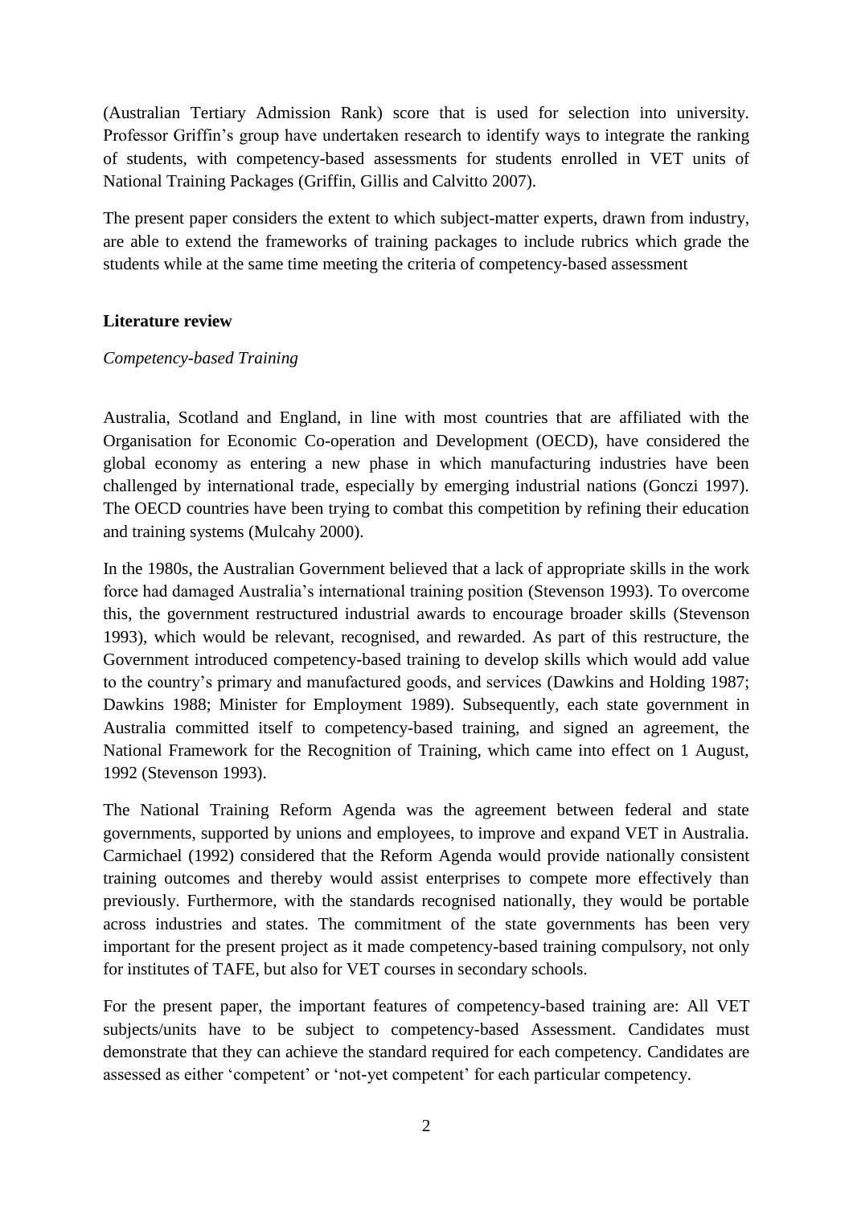(Australian Tertiary Admission Rank) score that is used for selection into university. Professor Griffin's group have undertaken research to identify ways to integrate the ranking of students, with competency-based assessments for students enrolled in VET units of National Training Packages (Griffin, Gillis and Calvitto 2007).

The present paper considers the extent to which subject-matter experts, drawn from industry, are able to extend the frameworks of training packages to include rubrics which grade the students while at the same time meeting the criteria of competency-based assessment

## Literature review

*Competency-based Training*

Australia, Scotland and England, in line with most countries that are affiliated with the Organisation for Economic Co-operation and Development (OECD), have considered the global economy as entering a new phase in which manufacturing industries have been challenged by international trade, especially by emerging industrial nations (Gonczi 1997). The OECD countries have been trying to combat this competition by refining their education and training systems (Mulcahy 2000).

In the 1980s, the Australian Government believed that a lack of appropriate skills in the work force had damaged Australia's international training position (Stevenson 1993). To overcome this, the government restructured industrial awards to encourage broader skills (Stevenson 1993), which would be relevant, recognised, and rewarded. As part of this restructure, the Government introduced competency-based training to develop skills which would add value to the country's primary and manufactured goods, and services (Dawkins and Holding 1987; Dawkins 1988; Minister for Employment 1989). Subsequently, each state government in Australia committed itself to competency-based training, and signed an agreement, the National Framework for the Recognition of Training, which came into effect on 1 August, 1992 (Stevenson 1993).

The National Training Reform Agenda was the agreement between federal and state governments, supported by unions and employees, to improve and expand VET in Australia. Carmichael (1992) considered that the Reform Agenda would provide nationally consistent training outcomes and thereby would assist enterprises to compete more effectively than previously. Furthermore, with the standards recognised nationally, they would be portable across industries and states. The commitment of the state governments has been very important for the present project as it made competency-based training compulsory, not only for institutes of TAFE, but also for VET courses in secondary schools.

For the present paper, the important features of competency-based training are: All VET subjects/units have to be subject to competency-based Assessment. Candidates must demonstrate that they can achieve the standard required for each competency. Candidates are assessed as either 'competent' or 'not-yet competent' for each particular competency.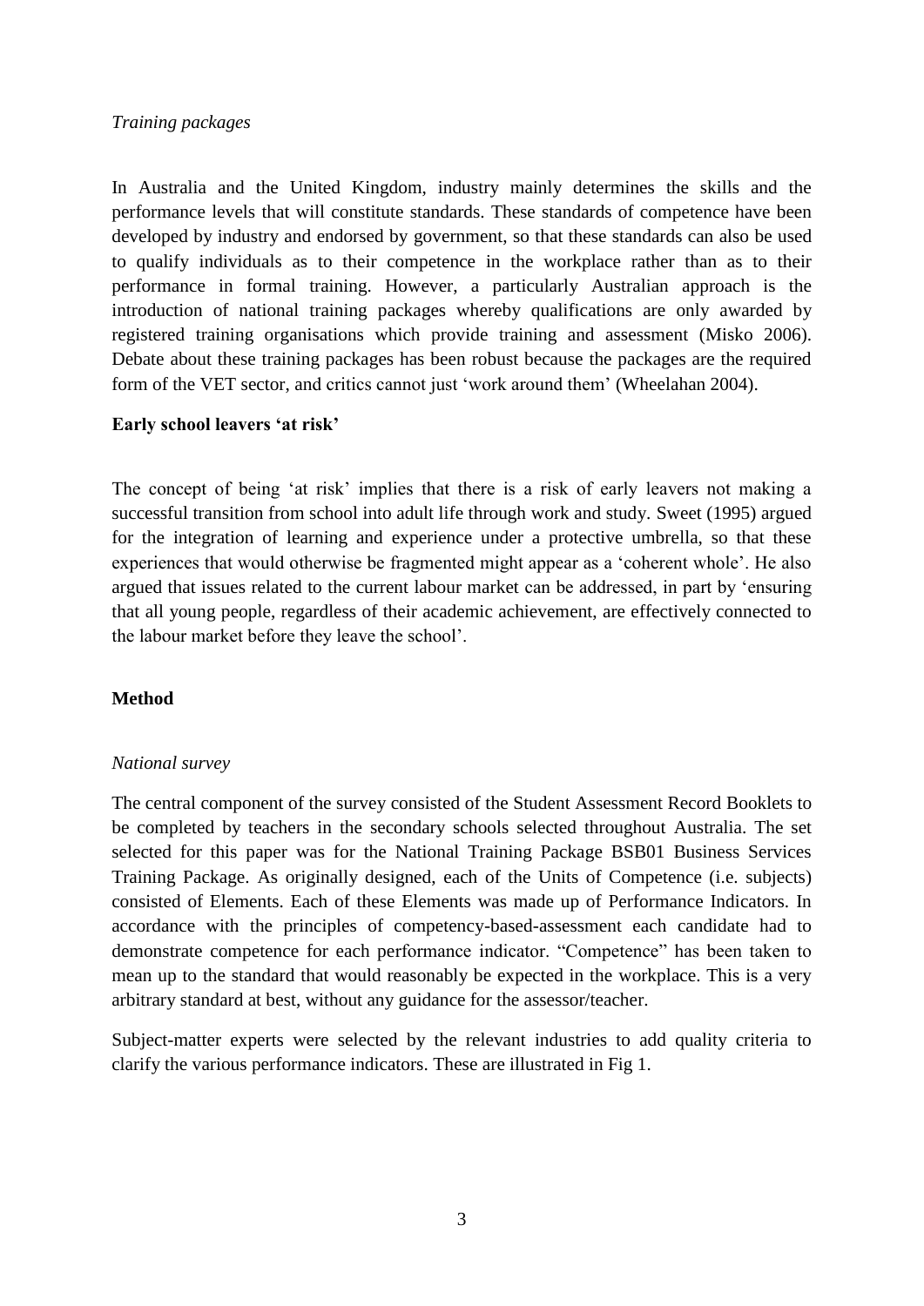*Training packages*

In Australia and the United Kingdom, industry mainly determines the skills and the performance levels that will constitute standards. These standards of competence have been developed by industry and endorsed by government, so that these standards can also be used to qualify individuals as to their competence in the workplace rather than as to their performance in formal training. However, a particularly Australian approach is the introduction of national training packages whereby qualifications are only awarded by registered training organisations which provide training and assessment (Misko 2006). Debate about these training packages has been robust because the packages are the required form of the VET sector, and critics cannot just 'work around them' (Wheelahan 2004).

**Early school leavers 'at risk'**

The concept of being 'at risk' implies that there is a risk of early leavers not making a successful transition from school into adult life through work and study. Sweet (1995) argued for the integration of learning and experience under a protective umbrella, so that these experiences that would otherwise be fragmented might appear as a 'coherent whole'. He also argued that issues related to the current labour market can be addressed, in part by 'ensuring that all young people, regardless of their academic achievement, are effectively connected to the labour market before they leave the school'.

**Method**

*National survey*

The central component of the survey consisted of the Student Assessment Record Booklets to be completed by teachers in the secondary schools selected throughout Australia. The set selected for this paper was for the National Training Package BSB01 Business Services Training Package. As originally designed, each of the Units of Competence (i.e. subjects) consisted of Elements. Each of these Elements was made up of Performance Indicators. In accordance with the principles of competency-based-assessment each candidate had to demonstrate competence for each performance indicator. "Competence" has been taken to mean up to the standard that would reasonably be expected in the workplace. This is a very arbitrary standard at best, without any guidance for the assessor/teacher.

Subject-matter experts were selected by the relevant industries to add quality criteria to clarify the various performance indicators. These are illustrated in Fig 1.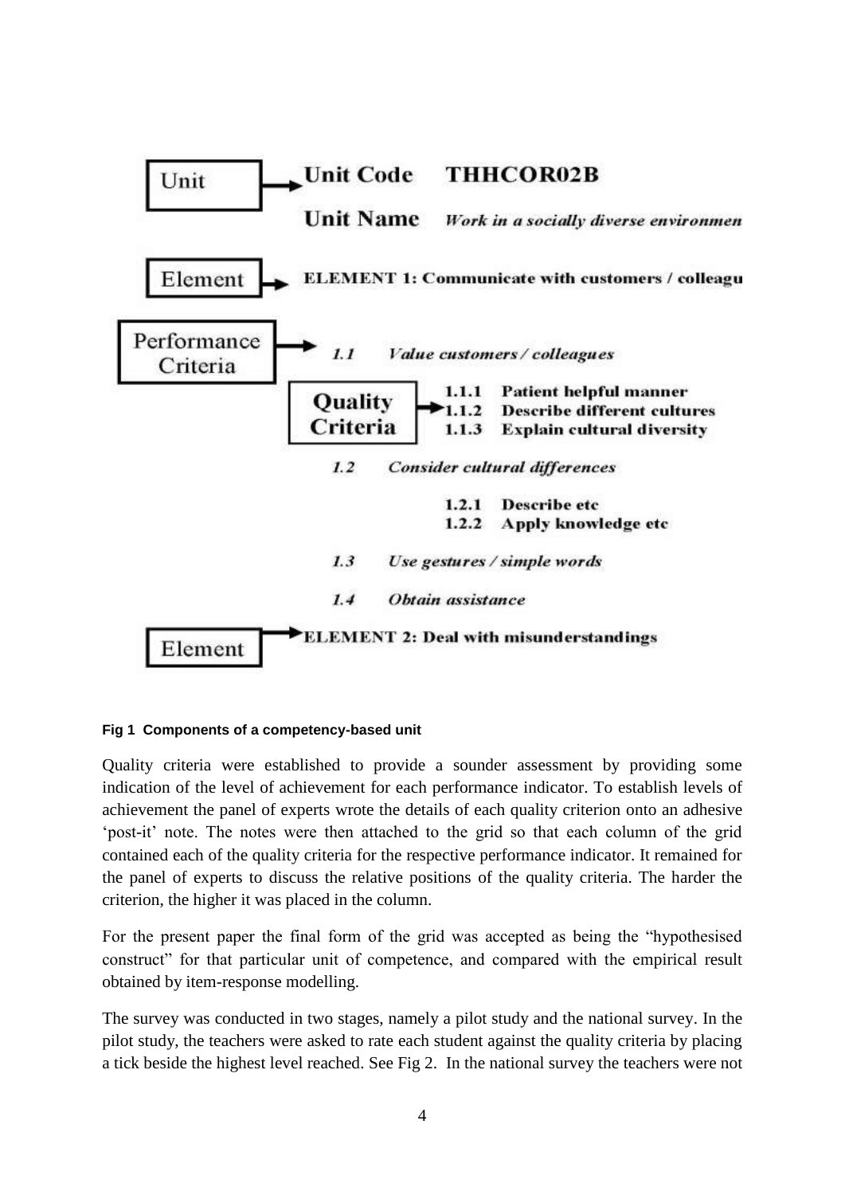Unit → **Unit Code** **THHCOR02B**

**Unit Name** *Work in a socially diverse environmen*

Element → **ELEMENT 1: Communicate with customers / colleagu**

Performance Criteria → *1.1* *Value customers / colleagues*

Quality Criteria →
- **1.1.1 Patient helpful manner**
- **1.1.2 Describe different cultures**
- **1.1.3 Explain cultural diversity**

*1.2* *Consider cultural differences*

- **1.2.1 Describe etc**
- **1.2.2 Apply knowledge etc**

*1.3* *Use gestures / simple words*

*1.4* *Obtain assistance*

Element → **ELEMENT 2: Deal with misunderstandings**

**Fig 1 Components of a competency-based unit**

Quality criteria were established to provide a sounder assessment by providing some indication of the level of achievement for each performance indicator. To establish levels of achievement the panel of experts wrote the details of each quality criterion onto an adhesive 'post-it' note. The notes were then attached to the grid so that each column of the grid contained each of the quality criteria for the respective performance indicator. It remained for the panel of experts to discuss the relative positions of the quality criteria. The harder the criterion, the higher it was placed in the column.

For the present paper the final form of the grid was accepted as being the "hypothesised construct" for that particular unit of competence, and compared with the empirical result obtained by item-response modelling.

The survey was conducted in two stages, namely a pilot study and the national survey. In the pilot study, the teachers were asked to rate each student against the quality criteria by placing a tick beside the highest level reached. See Fig 2. In the national survey the teachers were not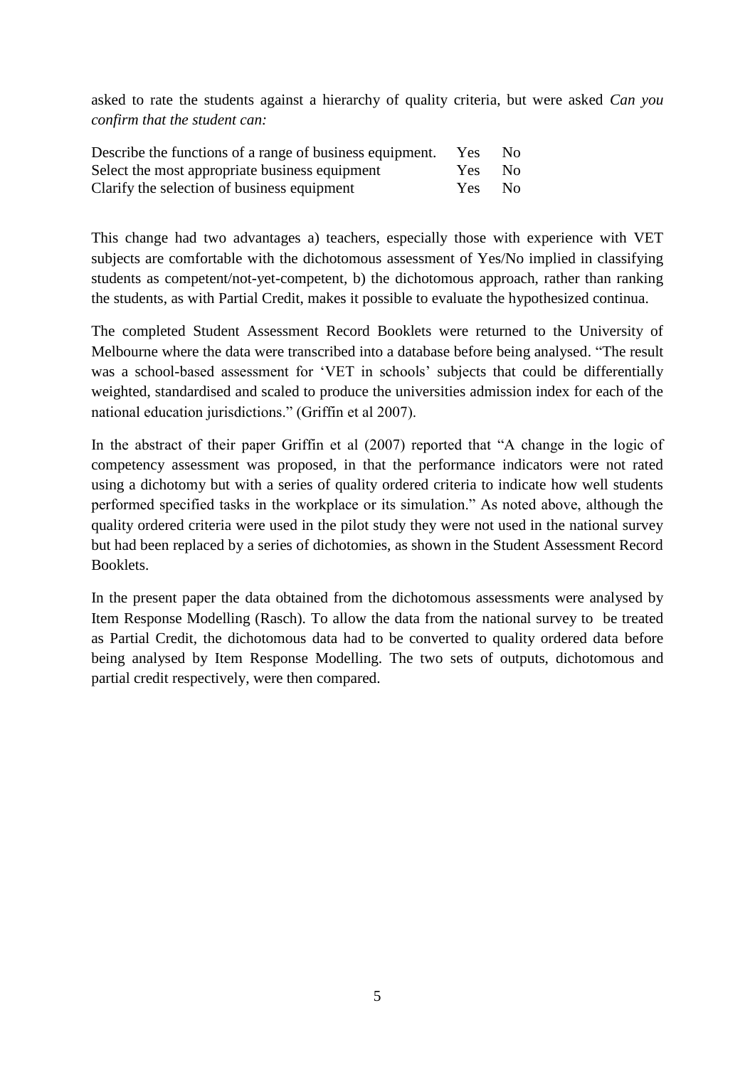asked to rate the students against a hierarchy of quality criteria, but were asked *Can you confirm that the student can:*

| | | |
|---|---|---|
| Describe the functions of a range of business equipment. | Yes | No |
| Select the most appropriate business equipment | Yes | No |
| Clarify the selection of business equipment | Yes | No |

This change had two advantages a) teachers, especially those with experience with VET subjects are comfortable with the dichotomous assessment of Yes/No implied in classifying students as competent/not-yet-competent, b) the dichotomous approach, rather than ranking the students, as with Partial Credit, makes it possible to evaluate the hypothesized continua.

The completed Student Assessment Record Booklets were returned to the University of Melbourne where the data were transcribed into a database before being analysed. "The result was a school-based assessment for 'VET in schools' subjects that could be differentially weighted, standardised and scaled to produce the universities admission index for each of the national education jurisdictions." (Griffin et al 2007).

In the abstract of their paper Griffin et al (2007) reported that "A change in the logic of competency assessment was proposed, in that the performance indicators were not rated using a dichotomy but with a series of quality ordered criteria to indicate how well students performed specified tasks in the workplace or its simulation." As noted above, although the quality ordered criteria were used in the pilot study they were not used in the national survey but had been replaced by a series of dichotomies, as shown in the Student Assessment Record Booklets.

In the present paper the data obtained from the dichotomous assessments were analysed by Item Response Modelling (Rasch). To allow the data from the national survey to be treated as Partial Credit, the dichotomous data had to be converted to quality ordered data before being analysed by Item Response Modelling. The two sets of outputs, dichotomous and partial credit respectively, were then compared.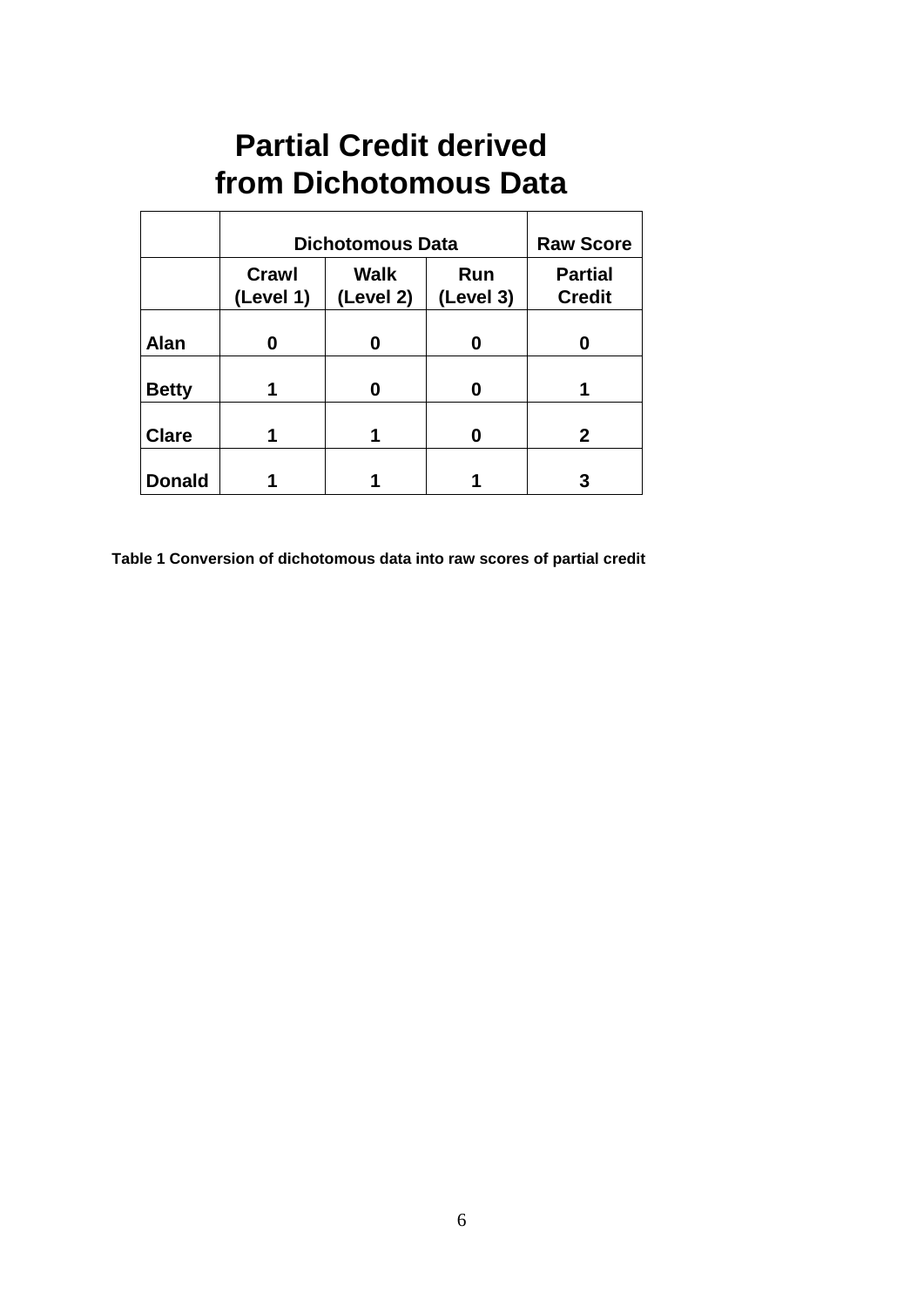# Partial Credit derived from Dichotomous Data

| | Dichotomous Data | | | Raw Score |
|---|---|---|---|---|
| | Crawl (Level 1) | Walk (Level 2) | Run (Level 3) | Partial Credit |
| **Alan** | 0 | 0 | 0 | 0 |
| **Betty** | 1 | 0 | 0 | 1 |
| **Clare** | 1 | 1 | 0 | 2 |
| **Donald** | 1 | 1 | 1 | 3 |

**Table 1 Conversion of dichotomous data into raw scores of partial credit**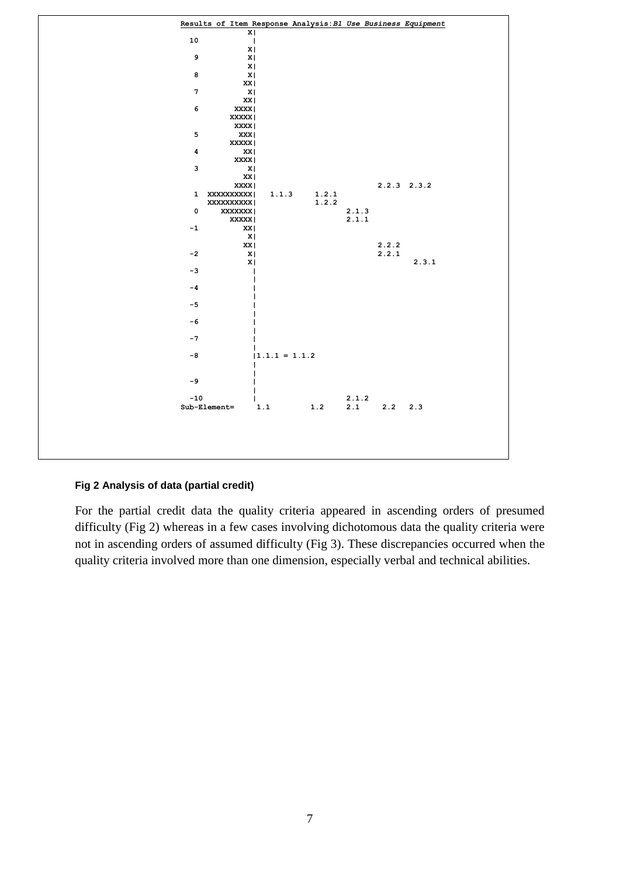```
Results of Item Response Analysis:B1 Use Business Equipment
              X|
 10            |
              X|
  9           X|
              X|
  8           X|
             XX|
  7           X|
             XX|
  6        XXXX|
          XXXXX|
           XXXX|
  5         XXX|
          XXXXX|
  4          XX|
           XXXX|
  3           X|
             XX|
           XXXX|                          2.2.3  2.3.2
  1  XXXXXXXXXX|   1.1.3     1.2.1
     XXXXXXXXXX|             1.2.2
  0     XXXXXXX|                    2.1.3
          XXXXX|                    2.1.1
 -1          XX|
              X|
             XX|                          2.2.2
 -2           X|                          2.2.1
              X|                                 2.3.1
 -3            |
               |
 -4            |
               |
 -5            |
               |
 -6            |
               |
 -7            |
               |
 -8            |1.1.1 = 1.1.2
               |
               |
 -9            |
               |
 -10           |                    2.1.2
Sub-Element=    1.1        1.2      2.1     2.2   2.3
```

**Fig 2 Analysis of data (partial credit)**

For the partial credit data the quality criteria appeared in ascending orders of presumed difficulty (Fig 2) whereas in a few cases involving dichotomous data the quality criteria were not in ascending orders of assumed difficulty (Fig 3). These discrepancies occurred when the quality criteria involved more than one dimension, especially verbal and technical abilities.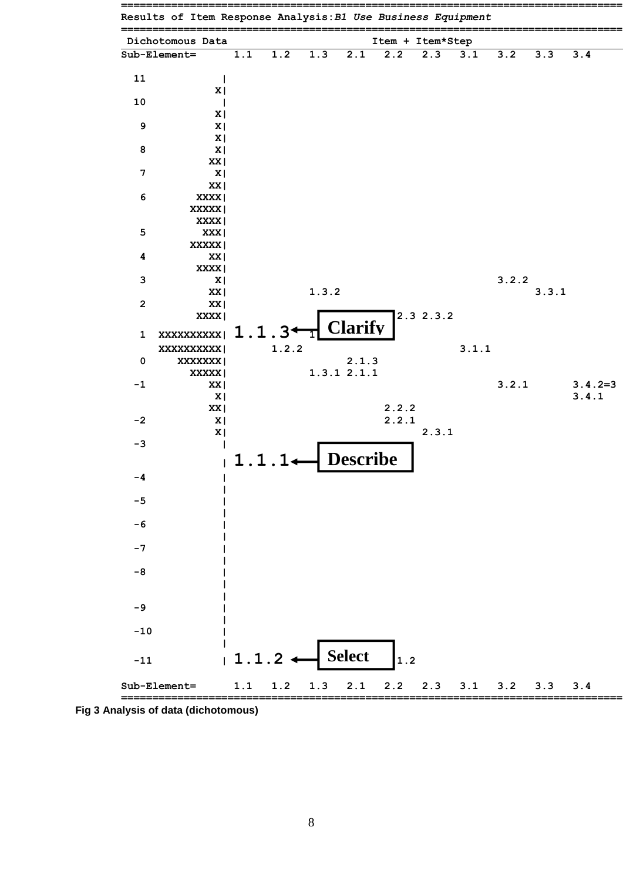```
================================================================================
Results of Item Response Analysis: B1 Use Business Equipment
================================================================================
 Dichotomous Data                              Item + Item*Step
Sub-Element=      1.1   1.2   1.3   2.1   2.2   2.3   3.1   3.2   3.3   3.4

  11            |
               X|
  10            |
               X|
   9           X|
               X|
   8           X|
              XX|
   7           X|
              XX|
   6        XXXX|
           XXXXX|
            XXXX|
   5         XXX|
           XXXXX|
   4          XX|
            XXXX|
   3           X|                                     3.2.2
              XX|             1.3.2                         3.3.1
   2          XX|
            XXXX|                         2.3 2.3.2
   1  XXXXXXXXXX| 1.1.3 <-- Clarify
      XXXXXXXXXX|       1.2.2                         3.1.1
   0     XXXXXXX|                   2.1.3
           XXXXX|             1.3.1 2.1.1
  -1          XX|                                     3.2.1       3.4.2=3
               X|                                                 3.4.1
              XX|                         2.2.2
  -2           X|                         2.2.1
               X|                               2.3.1
  -3            |
                | 1.1.1 <-- Describe
  -4            |
                |
  -5            |
                |
  -6            |
                |
  -7            |
                |
  -8            |
                |
                |
  -9            |
                |
 -10            |
                |
 -11            | 1.1.2 <-- Select        1.2

Sub-Element=      1.1   1.2   1.3   2.1   2.2   2.3   3.1   3.2   3.3   3.4
================================================================================
```

**Fig 3 Analysis of data (dichotomous)**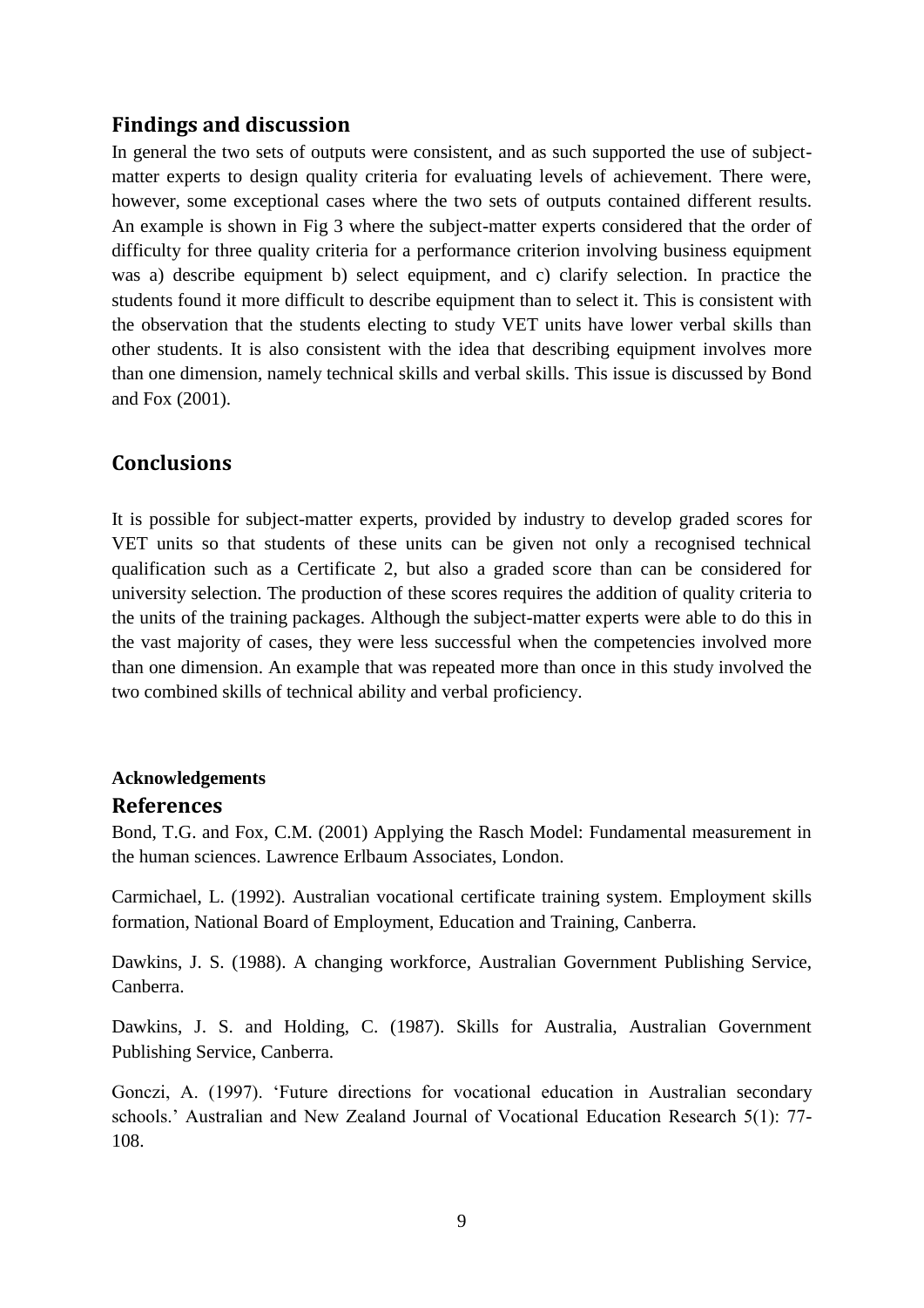## Findings and discussion

In general the two sets of outputs were consistent, and as such supported the use of subject-matter experts to design quality criteria for evaluating levels of achievement. There were, however, some exceptional cases where the two sets of outputs contained different results. An example is shown in Fig 3 where the subject-matter experts considered that the order of difficulty for three quality criteria for a performance criterion involving business equipment was a) describe equipment b) select equipment, and c) clarify selection. In practice the students found it more difficult to describe equipment than to select it. This is consistent with the observation that the students electing to study VET units have lower verbal skills than other students. It is also consistent with the idea that describing equipment involves more than one dimension, namely technical skills and verbal skills. This issue is discussed by Bond and Fox (2001).

## Conclusions

It is possible for subject-matter experts, provided by industry to develop graded scores for VET units so that students of these units can be given not only a recognised technical qualification such as a Certificate 2, but also a graded score than can be considered for university selection. The production of these scores requires the addition of quality criteria to the units of the training packages. Although the subject-matter experts were able to do this in the vast majority of cases, they were less successful when the competencies involved more than one dimension. An example that was repeated more than once in this study involved the two combined skills of technical ability and verbal proficiency.

**Acknowledgements**

## References

Bond, T.G. and Fox, C.M. (2001) Applying the Rasch Model: Fundamental measurement in the human sciences. Lawrence Erlbaum Associates, London.

Carmichael, L. (1992). Australian vocational certificate training system. Employment skills formation, National Board of Employment, Education and Training, Canberra.

Dawkins, J. S. (1988). A changing workforce, Australian Government Publishing Service, Canberra.

Dawkins, J. S. and Holding, C. (1987). Skills for Australia, Australian Government Publishing Service, Canberra.

Gonczi, A. (1997). 'Future directions for vocational education in Australian secondary schools.' Australian and New Zealand Journal of Vocational Education Research 5(1): 77-108.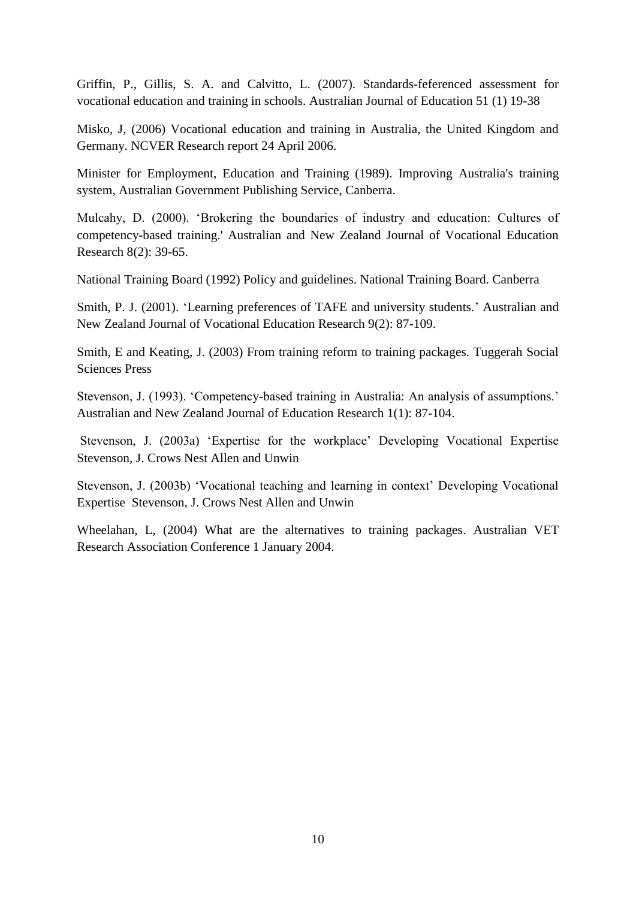Griffin, P., Gillis, S. A. and Calvitto, L. (2007). Standards-feferenced assessment for vocational education and training in schools. Australian Journal of Education 51 (1) 19-38

Misko, J, (2006) Vocational education and training in Australia, the United Kingdom and Germany. NCVER Research report 24 April 2006.

Minister for Employment, Education and Training (1989). Improving Australia's training system, Australian Government Publishing Service, Canberra.

Mulcahy, D. (2000). 'Brokering the boundaries of industry and education: Cultures of competency-based training.' Australian and New Zealand Journal of Vocational Education Research 8(2): 39-65.

National Training Board (1992) Policy and guidelines. National Training Board. Canberra

Smith, P. J. (2001). 'Learning preferences of TAFE and university students.' Australian and New Zealand Journal of Vocational Education Research 9(2): 87-109.

Smith, E and Keating, J. (2003) From training reform to training packages. Tuggerah Social Sciences Press

Stevenson, J. (1993). 'Competency-based training in Australia: An analysis of assumptions.' Australian and New Zealand Journal of Education Research 1(1): 87-104.

Stevenson, J. (2003a) 'Expertise for the workplace' Developing Vocational Expertise Stevenson, J. Crows Nest Allen and Unwin

Stevenson, J. (2003b) 'Vocational teaching and learning in context' Developing Vocational Expertise Stevenson, J. Crows Nest Allen and Unwin

Wheelahan, L, (2004) What are the alternatives to training packages. Australian VET Research Association Conference 1 January 2004.